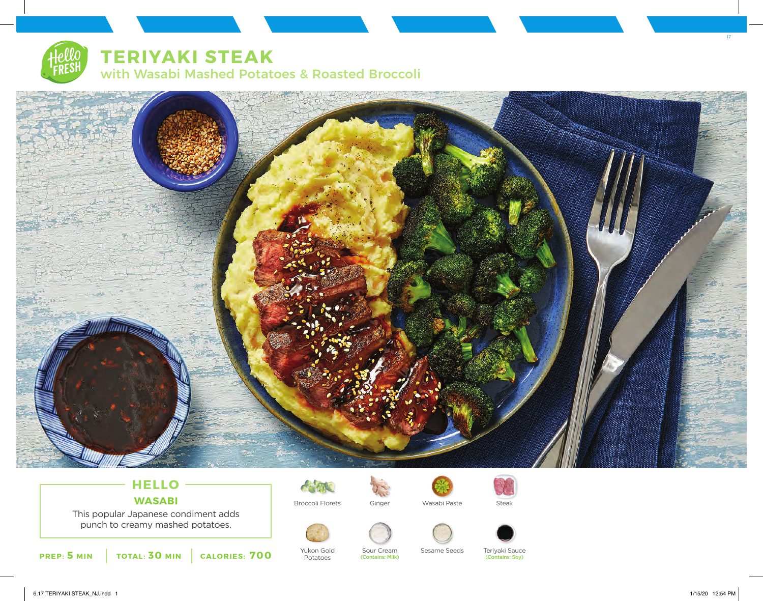# TERIYAKI STEAK

## with Wasabi Mashed Potatoes & Roasted Broccoli

### HELLO WASABI

This popular Japanese condiment adds punch to creamy mashed potatoes.

**PREP: 5 MIN** | **TOTAL: 30 MIN** | **CALORIES: 700**

- Broccoli Florets
- Ginger
- Wasabi Paste
- Steak
- Yukon Gold Potatoes
- Sour Cream (Contains: Milk)
- Sesame Seeds
- Teriyaki Sauce (Contains: Soy)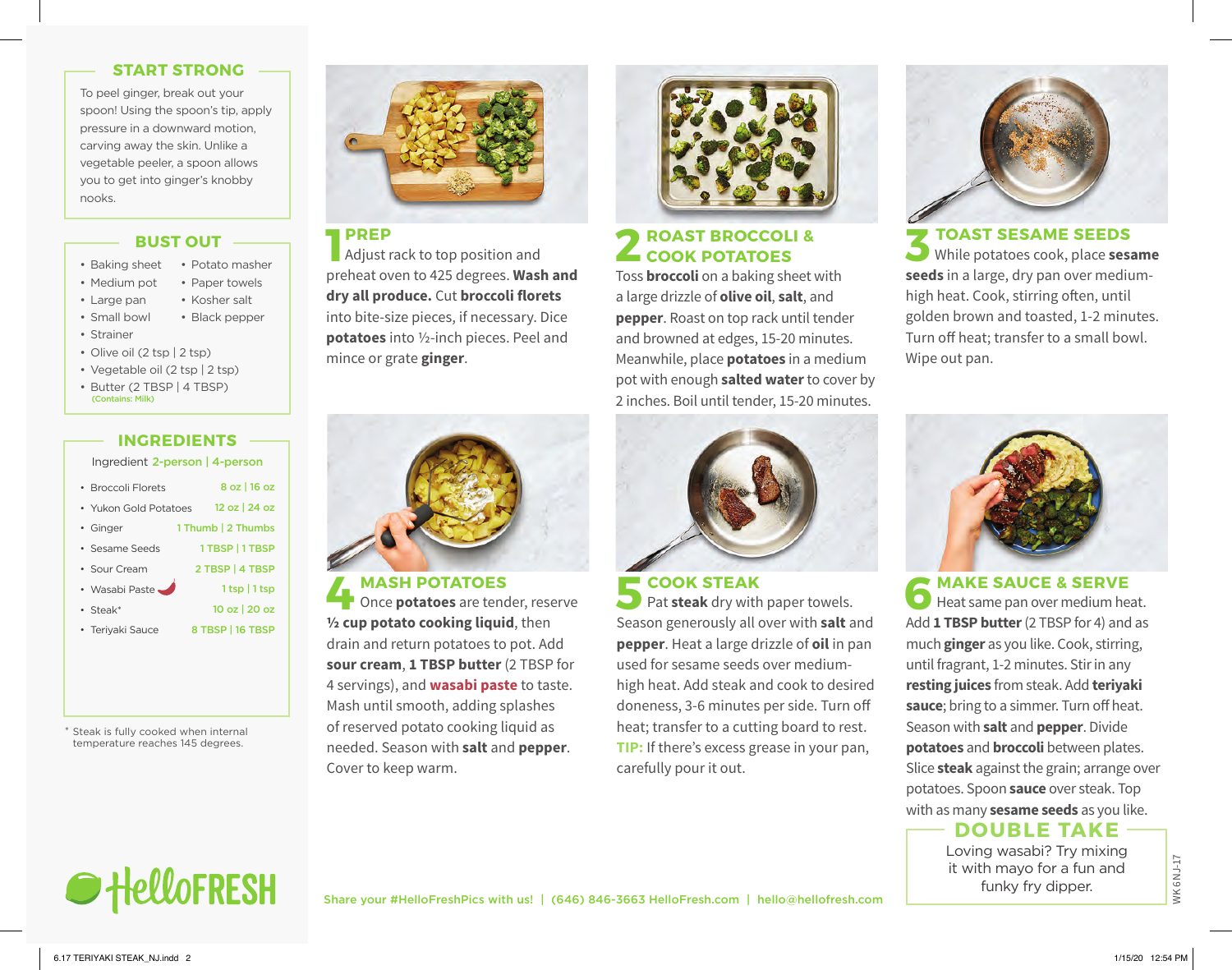## START STRONG

To peel ginger, break out your spoon! Using the spoon's tip, apply pressure in a downward motion, carving away the skin. Unlike a vegetable peeler, a spoon allows you to get into ginger's knobby nooks.

## BUST OUT

- Baking sheet
- Medium pot
- Large pan
- Small bowl
- Strainer
- Potato masher
- Paper towels
- Kosher salt
- Black pepper
- Olive oil (2 tsp | 2 tsp)
- Vegetable oil (2 tsp | 2 tsp)
- Butter (2 TBSP | 4 TBSP) (Contains: Milk)

## INGREDIENTS

| Ingredient | 2-person \| 4-person |
|---|---|
| Broccoli Florets | 8 oz \| 16 oz |
| Yukon Gold Potatoes | 12 oz \| 24 oz |
| Ginger | 1 Thumb \| 2 Thumbs |
| Sesame Seeds | 1 TBSP \| 1 TBSP |
| Sour Cream | 2 TBSP \| 4 TBSP |
| Wasabi Paste | 1 tsp \| 1 tsp |
| Steak* | 10 oz \| 20 oz |
| Teriyaki Sauce | 8 TBSP \| 16 TBSP |

* Steak is fully cooked when internal temperature reaches 145 degrees.

HelloFRESH

## 1 PREP

Adjust rack to top position and preheat oven to 425 degrees. **Wash and dry all produce.** Cut **broccoli florets** into bite-size pieces, if necessary. Dice **potatoes** into ½-inch pieces. Peel and mince or grate **ginger**.

## 2 ROAST BROCCOLI & COOK POTATOES

Toss **broccoli** on a baking sheet with a large drizzle of **olive oil**, **salt**, and **pepper**. Roast on top rack until tender and browned at edges, 15-20 minutes. Meanwhile, place **potatoes** in a medium pot with enough **salted water** to cover by 2 inches. Boil until tender, 15-20 minutes.

## 3 TOAST SESAME SEEDS

While potatoes cook, place **sesame seeds** in a large, dry pan over medium-high heat. Cook, stirring often, until golden brown and toasted, 1-2 minutes. Turn off heat; transfer to a small bowl. Wipe out pan.

## 4 MASH POTATOES

Once **potatoes** are tender, reserve **½ cup potato cooking liquid**, then drain and return potatoes to pot. Add **sour cream**, **1 TBSP butter** (2 TBSP for 4 servings), and **wasabi paste** to taste. Mash until smooth, adding splashes of reserved potato cooking liquid as needed. Season with **salt** and **pepper**. Cover to keep warm.

## 5 COOK STEAK

Pat **steak** dry with paper towels. Season generously all over with **salt** and **pepper**. Heat a large drizzle of **oil** in pan used for sesame seeds over medium-high heat. Add steak and cook to desired doneness, 3-6 minutes per side. Turn off heat; transfer to a cutting board to rest. **TIP:** If there's excess grease in your pan, carefully pour it out.

## 6 MAKE SAUCE & SERVE

Heat same pan over medium heat. Add **1 TBSP butter** (2 TBSP for 4) and as much **ginger** as you like. Cook, stirring, until fragrant, 1-2 minutes. Stir in any **resting juices** from steak. Add **teriyaki sauce**; bring to a simmer. Turn off heat. Season with **salt** and **pepper**. Divide **potatoes** and **broccoli** between plates. Slice **steak** against the grain; arrange over potatoes. Spoon **sauce** over steak. Top with as many **sesame seeds** as you like.

## DOUBLE TAKE

Loving wasabi? Try mixing it with mayo for a fun and funky fry dipper.

WK 6 NJ-17

Share your #HelloFreshPics with us! | (646) 846-3663 HelloFresh.com | hello@hellofresh.com